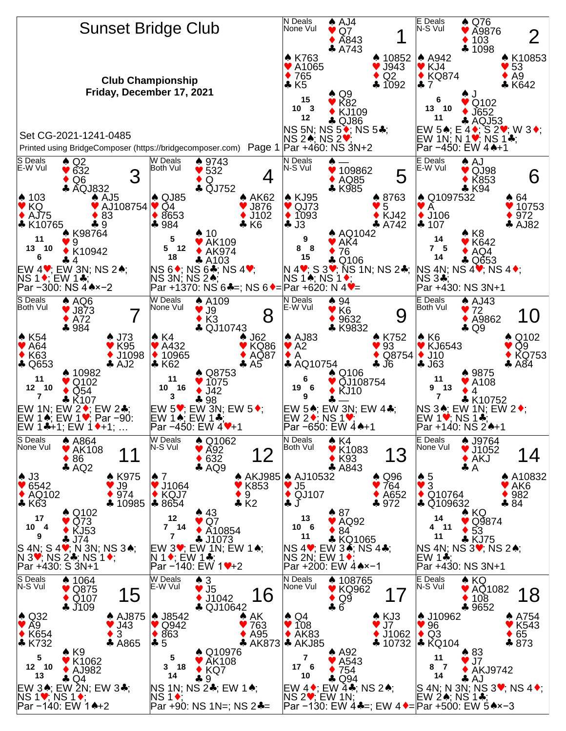# Sunset Bridge Club

**Club Championship**
**Friday, December 17, 2021**

Set CG-2021-1241-0485

Printed using BridgeComposer (https://bridgecomposer.com) Page 1

---

## Board 1
N Deals, None Vul

North: ♠ AJ4 ♥ Q7 ♦ A843 ♣ A743
West: ♠ K763 ♥ A1065 ♦ 765 ♣ K5
East: ♠ 10852 ♥ J943 ♦ Q2 ♣ 1092
South: ♠ Q9 ♥ K82 ♦ KJ109 ♣ QJ86

HCP: N 15, W 10, E 3, S 12

NS 5N; NS 5♦; NS 5♣; NS 2♠; NS 2♥;
Par +460: NS 3N+2

## Board 2
E Deals, N-S Vul

North: ♠ Q76 ♥ A9876 ♦ 103 ♣ 1098
West: ♠ A942 ♥ KJ4 ♦ KQ874 ♣ 7
East: ♠ K10853 ♥ 53 ♦ A9 ♣ K642
South: ♠ J ♥ Q102 ♦ J652 ♣ AQJ53

HCP: N 6, W 13, E 10, S 11

EW 5♠; E 4♦; S 2♥; W 3♦;
EW 1N; N 1♥; NS 1♣;
Par −450: EW 4♠+1

## Board 3
S Deals, E-W Vul

North: ♠ Q2 ♥ 632 ♦ Q6 ♣ AQJ832
West: ♠ 103 ♥ KQ ♦ AJ75 ♣ K10765
East: ♠ AJ5 ♥ AJ108754 ♦ 83 ♣ 9
South: ♠ K98764 ♥ 9 ♦ K10942 ♣ 4

HCP: N 11, W 13, E 10, S 6

EW 4♥; EW 3N; NS 2♠;
NS 1♦; EW 1♣;
Par −300: NS 4♠×−2

## Board 4
W Deals, Both Vul

North: ♠ 9743 ♥ 532 ♦ Q ♣ QJ752
West: ♠ QJ85 ♥ Q4 ♦ 8653 ♣ 984
East: ♠ AK62 ♥ J876 ♦ J102 ♣ K6
South: ♠ 10 ♥ AK109 ♦ AK974 ♣ A103

HCP: N 5, W 5, E 12, S 18

NS 6♦; NS 6♣; NS 4♥;
NS 3N; NS 2♠;
Par +1370: NS 6♣=; NS 6♦=

## Board 5
N Deals, N-S Vul

North: ♠ — ♥ 109862 ♦ AQ85 ♣ K985
West: ♠ KJ95 ♥ QJ73 ♦ 1093 ♣ J3
East: ♠ 8763 ♥ 5 ♦ KJ42 ♣ A742
South: ♠ AQ1042 ♥ AK4 ♦ 76 ♣ Q106

HCP: N 9, W 8, E 8, S 15

N 4♥; S 3♥; NS 1N; NS 2♣;
NS 1♠; NS 1♦;
Par +620: N 4♥=

## Board 6
E Deals, E-W Vul

North: ♠ AJ ♥ QJ98 ♦ K853 ♣ K94
West: ♠ Q1097532 ♥ A ♦ J106 ♣ 107
East: ♠ 64 ♥ 10753 ♦ 972 ♣ AJ82
South: ♠ K8 ♥ K642 ♦ AQ4 ♣ Q653

HCP: N 14, W 7, E 5, S 14

NS 4N; NS 4♥; NS 4♦;
NS 3♣;
Par +430: NS 3N+1

## Board 7
S Deals, Both Vul

North: ♠ AQ6 ♥ J873 ♦ A72 ♣ 984
West: ♠ K54 ♥ A64 ♦ K63 ♣ Q653
East: ♠ J73 ♥ K95 ♦ J1098 ♣ AJ2
South: ♠ 10982 ♥ Q102 ♦ Q54 ♣ K107

HCP: N 11, W 12, E 10, S 7

EW 1N; EW 2♦; EW 2♣;
EW 1♠; EW 1♥; Par −90:
EW 1♣+1; EW 1♦+1; …

## Board 8
W Deals, None Vul

North: ♠ A109 ♥ J9 ♦ K3 ♣ QJ10743
West: ♠ K4 ♥ A432 ♦ 10965 ♣ K62
East: ♠ J62 ♥ KQ86 ♦ AQ87 ♣ A5
South: ♠ Q8753 ♥ 1075 ♦ J42 ♣ 98

HCP: N 11, W 10, E 16, S 3

EW 5♥; EW 3N; EW 5♦;
EW 1♠; EW 1♣;
Par −450: EW 4♥+1

## Board 9
N Deals, E-W Vul

North: ♠ 94 ♥ K6 ♦ 9632 ♣ K9832
West: ♠ AJ83 ♥ A2 ♦ A ♣ AQ10754
East: ♠ K752 ♥ 93 ♦ Q8754 ♣ J6
South: ♠ Q106 ♥ QJ108754 ♦ KJ10 ♣ —

HCP: N 6, W 19, E 6, S 9

EW 5♠; EW 3N; EW 4♣;
EW 2♦; NS 1♥;
Par −650: EW 4♠+1

## Board 10
E Deals, Both Vul

North: ♠ AJ43 ♥ 72 ♦ A9862 ♣ Q9
West: ♠ K6 ♥ KJ6543 ♦ J10 ♣ J63
East: ♠ Q102 ♥ Q9 ♦ KQ753 ♣ A84
South: ♠ 9875 ♥ A108 ♦ 4 ♣ K10752

HCP: N 11, W 9, E 13, S 7

NS 3♠; EW 1N; EW 2♦;
EW 1♥; NS 1♣;
Par +140: NS 2♠+1

## Board 11
S Deals, None Vul

North: ♠ A864 ♥ AK108 ♦ 86 ♣ AQ2
West: ♠ J3 ♥ 6542 ♦ AQ102 ♣ K63
East: ♠ K975 ♥ J9 ♦ 974 ♣ 10985
South: ♠ Q102 ♥ Q73 ♦ KJ53 ♣ J74

HCP: N 17, W 10, E 4, S 9

S 4N; S 4♥; N 3N; NS 3♠;
N 3♥; NS 2♣; NS 1♦;
Par +430: S 3N+1

## Board 12
W Deals, N-S Vul

North: ♠ Q1062 ♥ A92 ♦ 632 ♣ AQ9
West: ♠ 7 ♥ J1064 ♦ KQJ7 ♣ 8654
East: ♠ AKJ985 ♥ K853 ♦ 9 ♣ K2
South: ♠ 43 ♥ Q7 ♦ A10854 ♣ J1073

HCP: N 12, W 7, E 14, S 7

EW 3♥; EW 1N; EW 1♠;
N 1♦; EW 1♣;
Par −140: EW 1♥+2

## Board 13
N Deals, Both Vul

North: ♠ K4 ♥ K1083 ♦ K93 ♣ A843
West: ♠ AJ10532 ♥ J5 ♦ QJ107 ♣ J
East: ♠ Q96 ♥ 764 ♦ A652 ♣ 972
South: ♠ 87 ♥ AQ92 ♦ 84 ♣ KQ1065

HCP: N 13, W 10, E 6, S 11

NS 4♥; EW 3♠; NS 4♣;
NS 2N; EW 1♦;
Par +200: EW 4♠×−1

## Board 14
E Deals, None Vul

North: ♠ J9764 ♥ J1052 ♦ AKJ ♣ A
West: ♠ 5 ♥ 3 ♦ Q10764 ♣ Q109632
East: ♠ A10832 ♥ AK6 ♦ 982 ♣ 84
South: ♠ KQ ♥ Q9874 ♦ 53 ♣ KJ75

HCP: N 14, W 4, E 11, S 11

NS 4N; NS 3♥; NS 2♠;
EW 1♣;
Par +430: NS 3N+1

## Board 15
S Deals, N-S Vul

North: ♠ 1064 ♥ Q875 ♦ Q107 ♣ J109
West: ♠ Q32 ♥ A9 ♦ K654 ♣ K732
East: ♠ AJ875 ♥ J43 ♦ 3 ♣ A865
South: ♠ K9 ♥ K1062 ♦ AJ982 ♣ Q4

HCP: N 5, W 12, E 10, S 13

EW 3♠; EW 2N; EW 3♣;
NS 1♥; NS 1♦;
Par −140: EW 1♠+2

## Board 16
W Deals, E-W Vul

North: ♠ 3 ♥ J5 ♦ J1042 ♣ QJ10642
West: ♠ J8542 ♥ Q942 ♦ 863 ♣ 5
East: ♠ AK ♥ 763 ♦ A95 ♣ AK873
South: ♠ Q10976 ♥ AK108 ♦ KQ7 ♣ 9

HCP: N 5, W 3, E 18, S 14

NS 1N; NS 2♣; EW 1♠;
NS 1♦;
Par +90: NS 1N=; NS 2♣=

## Board 17
N Deals, None Vul

North: ♠ 108765 ♥ KQ962 ♦ Q9 ♣ 6
West: ♠ Q4 ♥ 108 ♦ AK83 ♣ AKJ85
East: ♠ KJ3 ♥ J7 ♦ J1062 ♣ 10732
South: ♠ A92 ♥ A543 ♦ 754 ♣ Q94

HCP: N 7, W 17, E 6, S 10

EW 4♦; EW 4♣; NS 2♠;
NS 2♥; EW 1N;
Par −130: EW 4♣=; EW 4♦=

## Board 18
E Deals, N-S Vul

North: ♠ KQ ♥ AQ1082 ♦ 108 ♣ 9652
West: ♠ J10962 ♥ 96 ♦ Q3 ♣ KQ104
East: ♠ A754 ♥ K543 ♦ 65 ♣ 873
South: ♠ 83 ♥ J7 ♦ AKJ9742 ♣ AJ

HCP: N 11, W 8, E 7, S 14

S 4N; N 3N; NS 3♥; NS 4♦;
EW 2♠; NS 1♣;
Par +500: EW 5♠×−3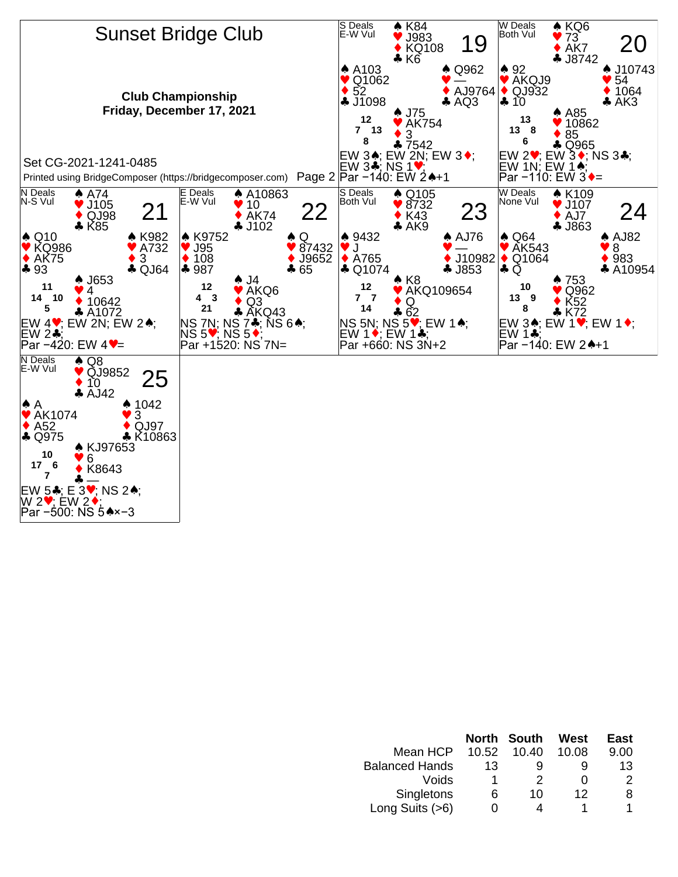# Sunset Bridge Club

**Club Championship**
**Friday, December 17, 2021**

Set CG-2021-1241-0485

Printed using BridgeComposer (https://bridgecomposer.com)

## Board 19

S Deals, E-W Vul

North: ♠ K84 ♥ J983 ♦ KQ108 ♣ K6

West: ♠ A103 ♥ Q1062 ♦ 52 ♣ J1098

East: ♠ Q962 ♥ — ♦ AJ9764 ♣ AQ3

South: ♠ J75 ♥ AK754 ♦ 3 ♣ 7542

HCP: N 12, W 7, E 13, S 8

EW 3♠; EW 2N; EW 3♦; EW 3♣; NS 1♥;
Par −140: EW 2♠+1

## Board 20

W Deals, Both Vul

North: ♠ KQ6 ♥ 73 ♦ AK7 ♣ J8742

West: ♠ 92 ♥ AKQJ9 ♦ QJ932 ♣ 10

East: ♠ J10743 ♥ 54 ♦ 1064 ♣ AK3

South: ♠ A85 ♥ 10862 ♦ 85 ♣ Q965

HCP: N 13, W 13, E 8, S 6

EW 2♥; EW 3♦; NS 3♣; EW 1N; EW 1♠;
Par −110: EW 3♦=

## Board 21

N Deals, N-S Vul

North: ♠ A74 ♥ J105 ♦ QJ98 ♣ K85

West: ♠ Q10 ♥ KQ986 ♦ AK75 ♣ 93

East: ♠ K982 ♥ A732 ♦ 3 ♣ QJ64

South: ♠ J653 ♥ 4 ♦ 10642 ♣ A1072

HCP: N 11, W 14, E 10, S 5

EW 4♥; EW 2N; EW 2♠; EW 2♣;
Par −420: EW 4♥=

## Board 22

E Deals, E-W Vul

North: ♠ A10863 ♥ 10 ♦ AK74 ♣ J102

West: ♠ K9752 ♥ J95 ♦ 108 ♣ 987

East: ♠ Q ♥ 87432 ♦ J9652 ♣ 65

South: ♠ J4 ♥ AKQ6 ♦ Q3 ♣ AKQ43

HCP: N 12, W 4, E 3, S 21

NS 7N; NS 7♣; NS 6♠; NS 5♥; NS 5♦;
Par +1520: NS 7N=

## Board 23

S Deals, Both Vul

North: ♠ Q105 ♥ 8732 ♦ K43 ♣ AK9

West: ♠ 9432 ♥ J ♦ A765 ♣ Q1074

East: ♠ AJ76 ♥ — ♦ J10982 ♣ J853

South: ♠ K8 ♥ AKQ109654 ♦ Q ♣ 62

HCP: N 12, W 7, E 7, S 14

NS 5N; NS 5♥; EW 1♠; EW 1♦; EW 1♣;
Par +660: NS 3N+2

## Board 24

W Deals, None Vul

North: ♠ K109 ♥ J107 ♦ AJ7 ♣ J863

West: ♠ Q64 ♥ AK543 ♦ Q1064 ♣ Q

East: ♠ AJ82 ♥ 8 ♦ 983 ♣ A10954

South: ♠ 753 ♥ Q962 ♦ K52 ♣ K72

HCP: N 10, W 13, E 9, S 8

EW 3♠; EW 1♥; EW 1♦; EW 1♣;
Par −140: EW 2♠+1

## Board 25

N Deals, E-W Vul

North: ♠ Q8 ♥ QJ9852 ♦ 10 ♣ AJ42

West: ♠ A ♥ AK1074 ♦ A52 ♣ Q975

East: ♠ 1042 ♥ 3 ♦ QJ97 ♣ K10863

South: ♠ KJ97653 ♥ 6 ♦ K8643 ♣ —

HCP: N 10, W 17, E 6, S 7

EW 5♣; E 3♥; NS 2♠; W 2♥; EW 2♦;
Par −500: NS 5♠×−3

## Statistics

| | North | South | West | East |
|---|---|---|---|---|
| Mean HCP | 10.52 | 10.40 | 10.08 | 9.00 |
| Balanced Hands | 13 | 9 | 9 | 13 |
| Voids | 1 | 2 | 0 | 2 |
| Singletons | 6 | 10 | 12 | 8 |
| Long Suits (>6) | 0 | 4 | 1 | 1 |